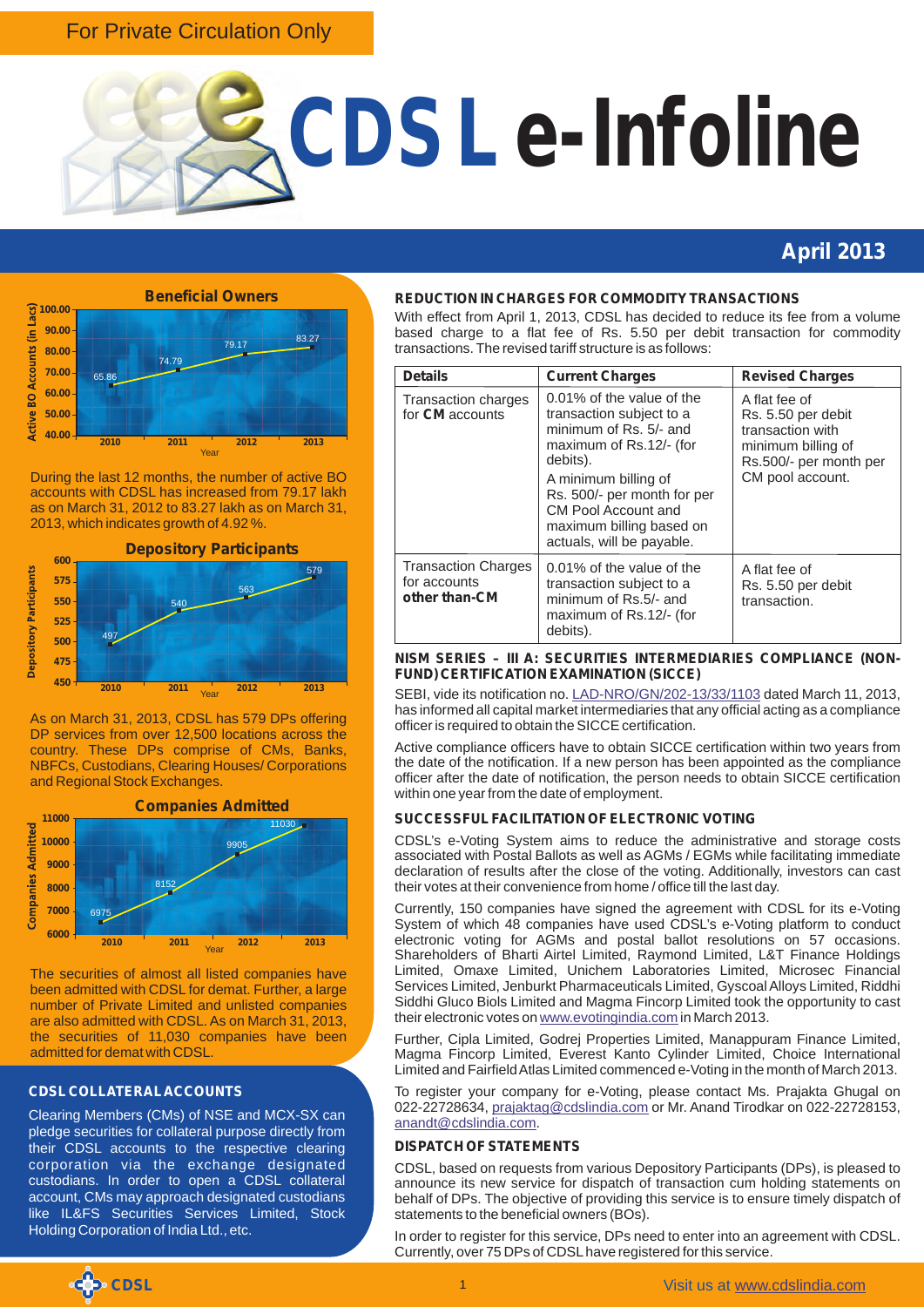For Private Circulation Only

# CDSL e-Infoline

**April 2013**

**Beneficial Owners**

| Year | 2010 | 2011 | 2012 | 2013 |
|---|---|---|---|---|
| Active BO Accounts (in Lacs) | 65.86 | 74.79 | 79.17 | 83.27 |

During the last 12 months, the number of active BO accounts with CDSL has increased from 79.17 lakh as on March 31, 2012 to 83.27 lakh as on March 31, 2013, which indicates growth of 4.92 %.

**Depository Participants**

| Year | 2010 | 2011 | 2012 | 2013 |
|---|---|---|---|---|
| Depository Participants | 497 | 540 | 563 | 579 |

As on March 31, 2013, CDSL has 579 DPs offering DP services from over 12,500 locations across the country. These DPs comprise of CMs, Banks, NBFCs, Custodians, Clearing Houses/ Corporations and Regional Stock Exchanges.

**Companies Admitted**

| Year | 2010 | 2011 | 2012 | 2013 |
|---|---|---|---|---|
| Companies Admitted | 6975 | 8152 | 9905 | 11030 |

The securities of almost all listed companies have been admitted with CDSL for demat. Further, a large number of Private Limited and unlisted companies are also admitted with CDSL. As on March 31, 2013, the securities of 11,030 companies have been admitted for demat with CDSL.

## CDSL COLLATERAL ACCOUNTS

Clearing Members (CMs) of NSE and MCX-SX can pledge securities for collateral purpose directly from their CDSL accounts to the respective clearing corporation via the exchange designated custodians. In order to open a CDSL collateral account, CMs may approach designated custodians like IL&FS Securities Services Limited, Stock Holding Corporation of India Ltd., etc.

## REDUCTION IN CHARGES FOR COMMODITY TRANSACTIONS

With effect from April 1, 2013, CDSL has decided to reduce its fee from a volume based charge to a flat fee of Rs. 5.50 per debit transaction for commodity transactions. The revised tariff structure is as follows:

| Details | Current Charges | Revised Charges |
|---|---|---|
| Transaction charges for **CM** accounts | 0.01% of the value of the transaction subject to a minimum of Rs. 5/- and maximum of Rs.12/- (for debits). A minimum billing of Rs. 500/- per month for per CM Pool Account and maximum billing based on actuals, will be payable. | A flat fee of Rs. 5.50 per debit transaction with minimum billing of Rs.500/- per month per CM pool account. |
| Transaction Charges for accounts **other than-CM** | 0.01% of the value of the transaction subject to a minimum of Rs.5/- and maximum of Rs.12/- (for debits). | A flat fee of Rs. 5.50 per debit transaction. |

## NISM SERIES – III A: SECURITIES INTERMEDIARIES COMPLIANCE (NON-FUND) CERTIFICATION EXAMINATION (SICCE)

SEBI, vide its notification no. LAD-NRO/GN/202-13/33/1103 dated March 11, 2013, has informed all capital market intermediaries that any official acting as a compliance officer is required to obtain the SICCE certification.

Active compliance officers have to obtain SICCE certification within two years from the date of the notification. If a new person has been appointed as the compliance officer after the date of notification, the person needs to obtain SICCE certification within one year from the date of employment.

## SUCCESSFUL FACILITATION OF ELECTRONIC VOTING

CDSL's e-Voting System aims to reduce the administrative and storage costs associated with Postal Ballots as well as AGMs / EGMs while facilitating immediate declaration of results after the close of the voting. Additionally, investors can cast their votes at their convenience from home / office till the last day.

Currently, 150 companies have signed the agreement with CDSL for its e-Voting System of which 48 companies have used CDSL's e-Voting platform to conduct electronic voting for AGMs and postal ballot resolutions on 57 occasions. Shareholders of Bharti Airtel Limited, Raymond Limited, L&T Finance Holdings Limited, Omaxe Limited, Unichem Laboratories Limited, Microsec Financial Services Limited, Jenburkt Pharmaceuticals Limited, Gyscoal Alloys Limited, Riddhi Siddhi Gluco Biols Limited and Magma Fincorp Limited took the opportunity to cast their electronic votes on www.evotingindia.com in March 2013.

Further, Cipla Limited, Godrej Properties Limited, Manappuram Finance Limited, Magma Fincorp Limited, Everest Kanto Cylinder Limited, Choice International Limited and Fairfield Atlas Limited commenced e-Voting in the month of March 2013.

To register your company for e-Voting, please contact Ms. Prajakta Ghugal on 022-22728634, prajaktag@cdslindia.com or Mr. Anand Tirodkar on 022-22728153, anandt@cdslindia.com.

## DISPATCH OF STATEMENTS

CDSL, based on requests from various Depository Participants (DPs), is pleased to announce its new service for dispatch of transaction cum holding statements on behalf of DPs. The objective of providing this service is to ensure timely dispatch of statements to the beneficial owners (BOs).

In order to register for this service, DPs need to enter into an agreement with CDSL. Currently, over 75 DPs of CDSL have registered for this service.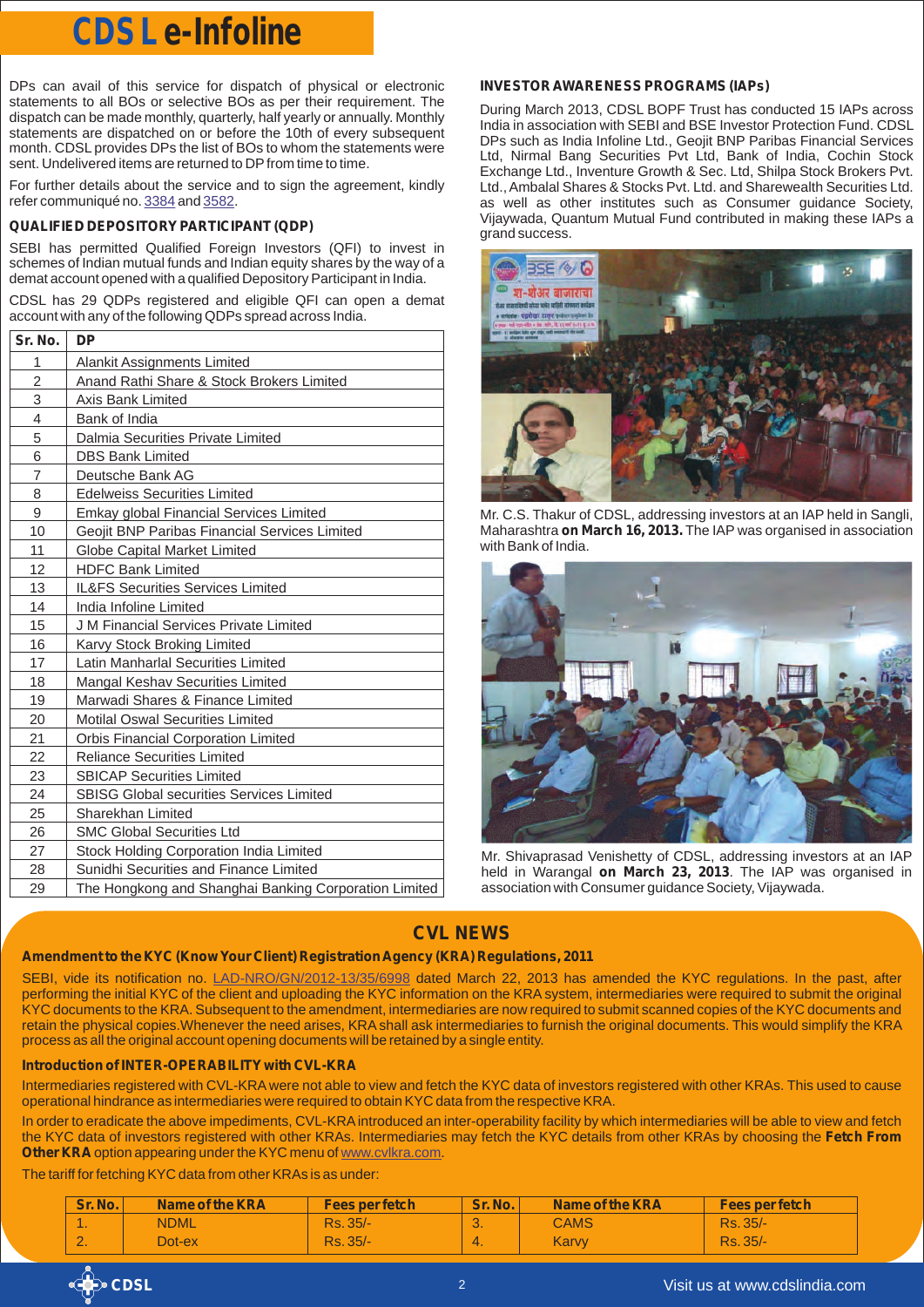DPs can avail of this service for dispatch of physical or electronic statements to all BOs or selective BOs as per their requirement. The dispatch can be made monthly, quarterly, half yearly or annually. Monthly statements are dispatched on or before the 10th of every subsequent month. CDSL provides DPs the list of BOs to whom the statements were sent. Undelivered items are returned to DP from time to time.

For further details about the service and to sign the agreement, kindly refer communiqué no. 3384 and 3582.

### QUALIFIED DEPOSITORY PARTICIPANT (QDP)

SEBI has permitted Qualified Foreign Investors (QFI) to invest in schemes of Indian mutual funds and Indian equity shares by the way of a demat account opened with a qualified Depository Participant in India.

CDSL has 29 QDPs spread across India and eligible QFI can open a demat account with any of the following QDPs spread across India.

| Sr. No. | DP |
|---|---|
| 1 | Alankit Assignments Limited |
| 2 | Anand Rathi Share & Stock Brokers Limited |
| 3 | Axis Bank Limited |
| 4 | Bank of India |
| 5 | Dalmia Securities Private Limited |
| 6 | DBS Bank Limited |
| 7 | Deutsche Bank AG |
| 8 | Edelweiss Securities Limited |
| 9 | Emkay global Financial Services Limited |
| 10 | Geojit BNP Paribas Financial Services Limited |
| 11 | Globe Capital Market Limited |
| 12 | HDFC Bank Limited |
| 13 | IL&FS Securities Services Limited |
| 14 | India Infoline Limited |
| 15 | J M Financial Services Private Limited |
| 16 | Karvy Stock Broking Limited |
| 17 | Latin Manharlal Securities Limited |
| 18 | Mangal Keshav Securities Limited |
| 19 | Marwadi Shares & Finance Limited |
| 20 | Motilal Oswal Securities Limited |
| 21 | Orbis Financial Corporation Limited |
| 22 | Reliance Securities Limited |
| 23 | SBICAP Securities Limited |
| 24 | SBISG Global securities Services Limited |
| 25 | Sharekhan Limited |
| 26 | SMC Global Securities Ltd |
| 27 | Stock Holding Corporation India Limited |
| 28 | Sunidhi Securities and Finance Limited |
| 29 | The Hongkong and Shanghai Banking Corporation Limited |

### INVESTOR AWARENESS PROGRAMS (IAPs)

During March 2013, CDSL BOPF Trust has conducted 15 IAPs across India in association with SEBI and BSE Investor Protection Fund. CDSL DPs such as India Infoline Ltd., Geojit BNP Paribas Financial Services Ltd, Nirmal Bang Securities Pvt Ltd, Bank of India, Cochin Stock Exchange Ltd., Inventure Growth & Sec. Ltd, Shilpa Stock Brokers Pvt. Ltd., Ambalal Shares & Stocks Pvt. Ltd. and Sharewealth Securities Ltd. as well as other institutes such as Consumer guidance Society, Vijayawada, Quantum Mutual Fund contributed in making these IAPs a grand success.

Mr. C.S. Thakur of CDSL, addressing investors at an IAP held in Sangli, Maharashtra **on March 16, 2013.** The IAP was organised in association with Bank of India.

Mr. Shivaprasad Venishetty of CDSL, addressing investors at an IAP held in Warangal **on March 23, 2013**. The IAP was organised in association with Consumer guidance Society, Vijaywada.

## CVL NEWS

### Amendment to the KYC (Know Your Client) Registration Agency (KRA) Regulations, 2011

SEBI, vide its notification no. LAD-NRO/GN/2012-13/35/6998 dated March 22, 2013 has amended the KYC regulations. In the past, after performing the initial KYC of the client and uploading the KYC information on the KRA system, intermediaries were required to submit the original KYC documents to the KRA. Subsequent to the amendment, intermediaries are now required to submit scanned copies of the KYC documents and retain the physical copies.Whenever the need arises, KRA shall ask intermediaries to furnish the original documents. This would simplify the KRA process as all the original account opening documents will be retained by a single entity.

### Introduction of INTER-OPERABILITY with CVL-KRA

Intermediaries registered with CVL-KRA were not able to view and fetch the KYC data of investors registered with other KRAs. This used to cause operational hindrance as intermediaries were required to obtain KYC data from the respective KRA.

In order to eradicate the above impediments, CVL-KRA introduced an inter-operability facility by which intermediaries will be able to view and fetch the KYC data of investors registered with other KRAs. Intermediaries may fetch the KYC details from other KRAs by choosing the **Fetch From Other KRA** option appearing under the KYC menu of www.cvlkra.com.

The tariff for fetching KYC data from other KRAs is as under:

| Sr. No. | Name of the KRA | Fees per fetch | Sr. No. | Name of the KRA | Fees per fetch |
|---|---|---|---|---|---|
| 1. | NDML | Rs. 35/- | 3. | CAMS | Rs. 35/- |
| 2. | Dot-ex | Rs. 35/- | 4. | Karvy | Rs. 35/- |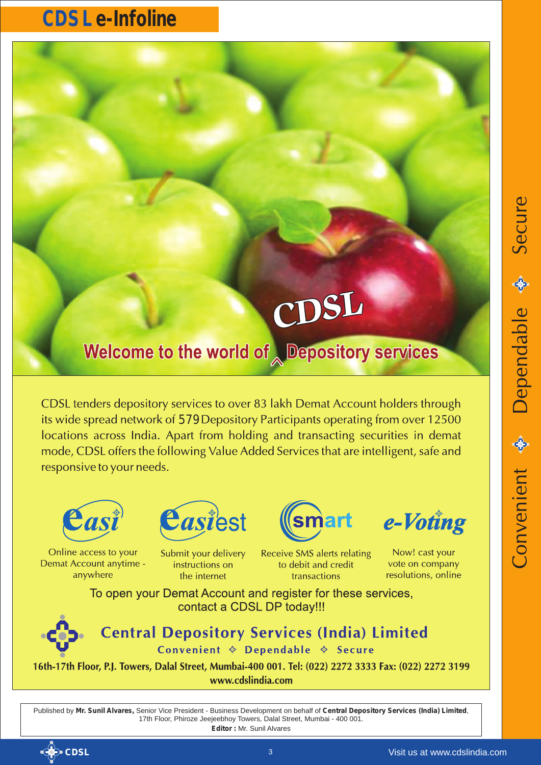# CDSL e-Infoline

## Welcome to the world of CDSL Depository services

CDSL tenders depository services to over 83 lakh Demat Account holders through its wide spread network of 579 Depository Participants operating from over 12500 locations across India. Apart from holding and transacting securities in demat mode, CDSL offers the following Value Added Services that are intelligent, safe and responsive to your needs.

- **easi** — Online access to your Demat Account anytime - anywhere
- **easiest** — Submit your delivery instructions on the internet
- **smart** — Receive SMS alerts relating to debit and credit transactions
- **e-Voting** — Now! cast your vote on company resolutions, online

To open your Demat Account and register for these services, contact a CDSL DP today!!!

**Central Depository Services (India) Limited**

Convenient ✧ Dependable ✧ Secure

**16th-17th Floor, P.J. Towers, Dalal Street, Mumbai-400 001. Tel: (022) 2272 3333 Fax: (022) 2272 3199**

**www.cdslindia.com**

Convenient ✧ Dependable ✧ Secure

Published by **Mr. Sunil Alvares,** Senior Vice President - Business Development on behalf of **Central Depository Services (India) Limited**, 17th Floor, Phiroze Jeejeebhoy Towers, Dalal Street, Mumbai - 400 001.

**Editor :** Mr. Sunil Alvares

Visit us at www.cdslindia.com